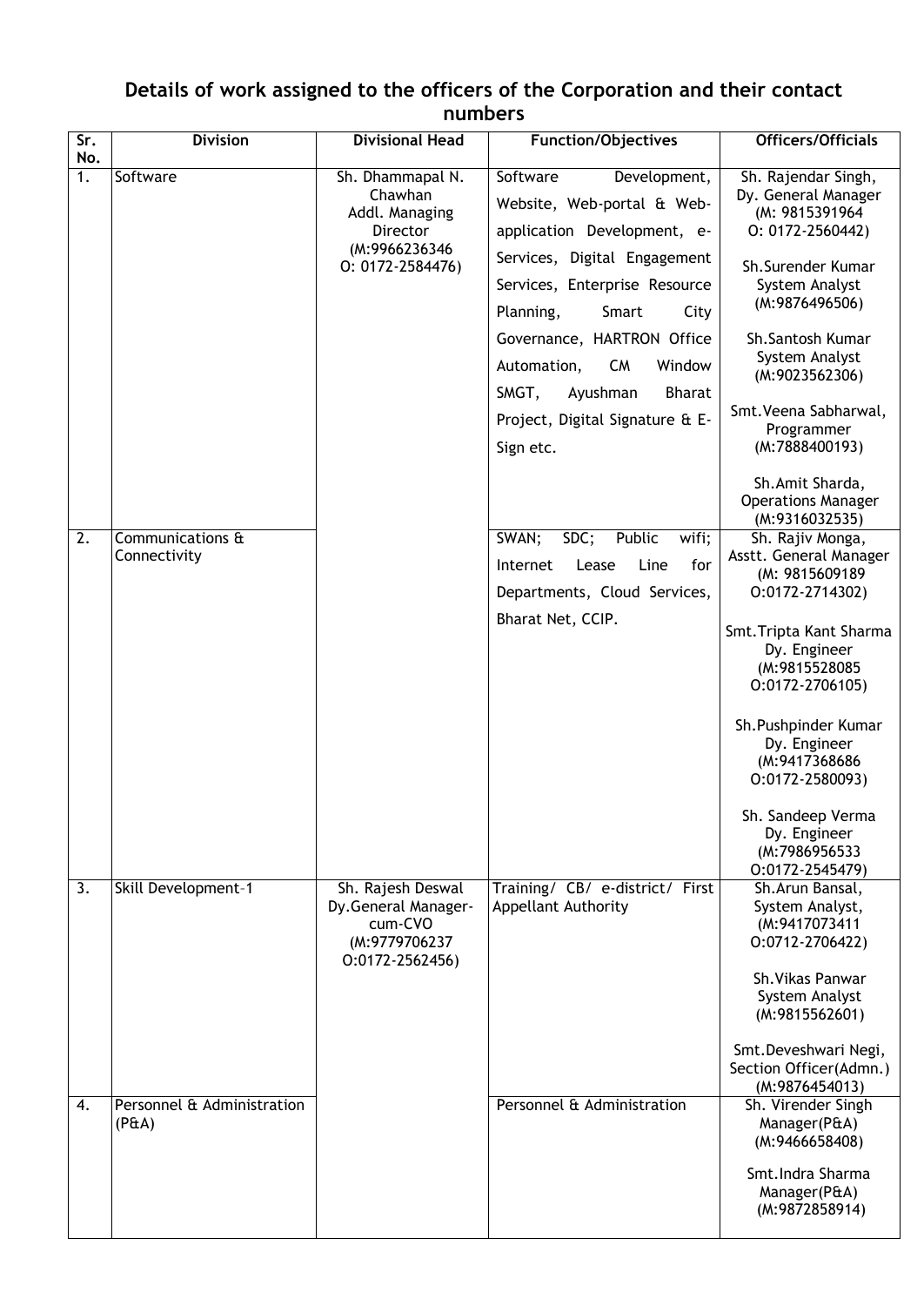## Details of work assigned to the officers of the Corporation and their contact numbers

| Sr. No. | Division | Divisional Head | Function/Objectives | Officers/Officials |
|---|---|---|---|---|
| 1. | Software | Sh. Dhammapal N. Chawhan Addl. Managing Director (M:9966236346 O: 0172-2584476) | Software Development, Website, Web-portal & Web-application Development, e-Services, Digital Engagement Services, Enterprise Resource Planning, Smart City Governance, HARTRON Office Automation, CM Window SMGT, Ayushman Bharat Project, Digital Signature & E-Sign etc. | Sh. Rajendar Singh, Dy. General Manager (M: 9815391964 O: 0172-2560442)<br><br>Sh.Surender Kumar System Analyst (M:9876496506)<br><br>Sh.Santosh Kumar System Analyst (M:9023562306)<br><br>Smt.Veena Sabharwal, Programmer (M:7888400193)<br><br>Sh.Amit Sharda, Operations Manager (M:9316032535) |
| 2. | Communications & Connectivity | | SWAN; SDC; Public wifi; Internet Lease Line for Departments, Cloud Services, Bharat Net, CCIP. | Sh. Rajiv Monga, Asstt. General Manager (M: 9815609189 O:0172-2714302)<br><br>Smt.Tripta Kant Sharma Dy. Engineer (M:9815528085 O:0172-2706105)<br><br>Sh.Pushpinder Kumar Dy. Engineer (M:9417368686 O:0172-2580093)<br><br>Sh. Sandeep Verma Dy. Engineer (M:7986956533 O:0172-2545479) |
| 3. | Skill Development-1 | Sh. Rajesh Deswal Dy.General Manager-cum-CVO (M:9779706237 O:0172-2562456) | Training/ CB/ e-district/ First Appellant Authority | Sh.Arun Bansal, System Analyst, (M:9417073411 O:0712-2706422)<br><br>Sh.Vikas Panwar System Analyst (M:9815562601)<br><br>Smt.Deveshwari Negi, Section Officer(Admn.) (M:9876454013) |
| 4. | Personnel & Administration (P&A) | | Personnel & Administration | Sh. Virender Singh Manager(P&A) (M:9466658408)<br><br>Smt.Indra Sharma Manager(P&A) (M:9872858914) |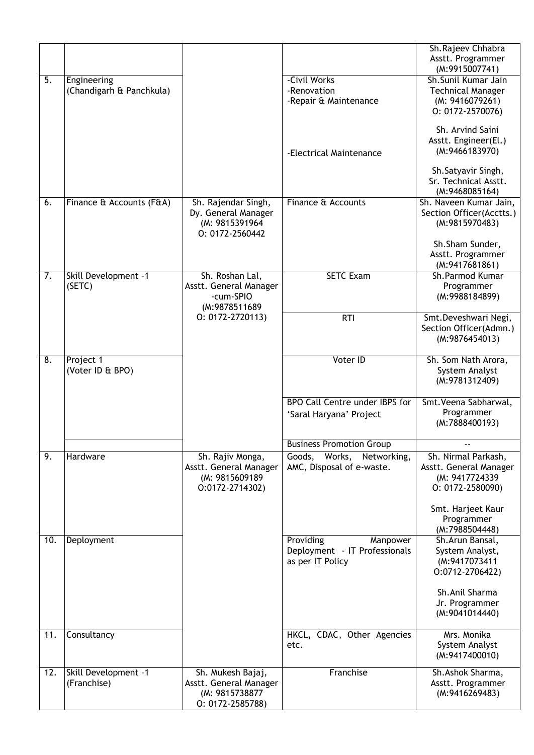| | | | | |
|---|---|---|---|---|
| | | | | Sh.Rajeev Chhabra<br>Asstt. Programmer<br>(M:9915007741) |
| 5. | Engineering<br>(Chandigarh & Panchkula) | | -Civil Works<br>-Renovation<br>-Repair & Maintenance | Sh.Sunil Kumar Jain<br>Technical Manager<br>(M: 9416079261)<br>O: 0172-2570076) |
| | | | -Electrical Maintenance | Sh. Arvind Saini<br>Asstt. Engineer(El.)<br>(M:9466183970)<br><br>Sh.Satyavir Singh,<br>Sr. Technical Asstt.<br>(M:9468085164) |
| 6. | Finance & Accounts (F&A) | Sh. Rajendar Singh,<br>Dy. General Manager<br>(M: 9815391964<br>O: 0172-2560442 | Finance & Accounts | Sh. Naveen Kumar Jain,<br>Section Officer(Acctts.)<br>(M:9815970483)<br><br>Sh.Sham Sunder,<br>Asstt. Programmer<br>(M:9417681861) |
| 7. | Skill Development -1<br>(SETC) | Sh. Roshan Lal,<br>Asstt. General Manager<br>-cum-SPIO<br>(M:9878511689<br>O: 0172-2720113) | SETC Exam | Sh.Parmod Kumar<br>Programmer<br>(M:9988184899) |
| | | | RTI | Smt.Deveshwari Negi,<br>Section Officer(Admn.)<br>(M:9876454013) |
| 8. | Project 1<br>(Voter ID & BPO) | | Voter ID | Sh. Som Nath Arora,<br>System Analyst<br>(M:9781312409) |
| | | | BPO Call Centre under IBPS for 'Saral Haryana' Project | Smt.Veena Sabharwal,<br>Programmer<br>(M:7888400193) |
| | | | Business Promotion Group | -- |
| 9. | Hardware | Sh. Rajiv Monga,<br>Asstt. General Manager<br>(M: 9815609189<br>O:0172-2714302) | Goods, Works, Networking, AMC, Disposal of e-waste. | Sh. Nirmal Parkash,<br>Asstt. General Manager<br>(M: 9417724339<br>O: 0172-2580090)<br><br>Smt. Harjeet Kaur<br>Programmer<br>(M:7988504448) |
| 10. | Deployment | | Providing Manpower Deployment - IT Professionals as per IT Policy | Sh.Arun Bansal,<br>System Analyst,<br>(M:9417073411<br>O:0712-2706422)<br><br>Sh.Anil Sharma<br>Jr. Programmer<br>(M:9041014440) |
| 11. | Consultancy | | HKCL, CDAC, Other Agencies etc. | Mrs. Monika<br>System Analyst<br>(M:9417400010) |
| 12. | Skill Development -1<br>(Franchise) | Sh. Mukesh Bajaj,<br>Asstt. General Manager<br>(M: 9815738877<br>O: 0172-2585788) | Franchise | Sh.Ashok Sharma,<br>Asstt. Programmer<br>(M:9416269483) |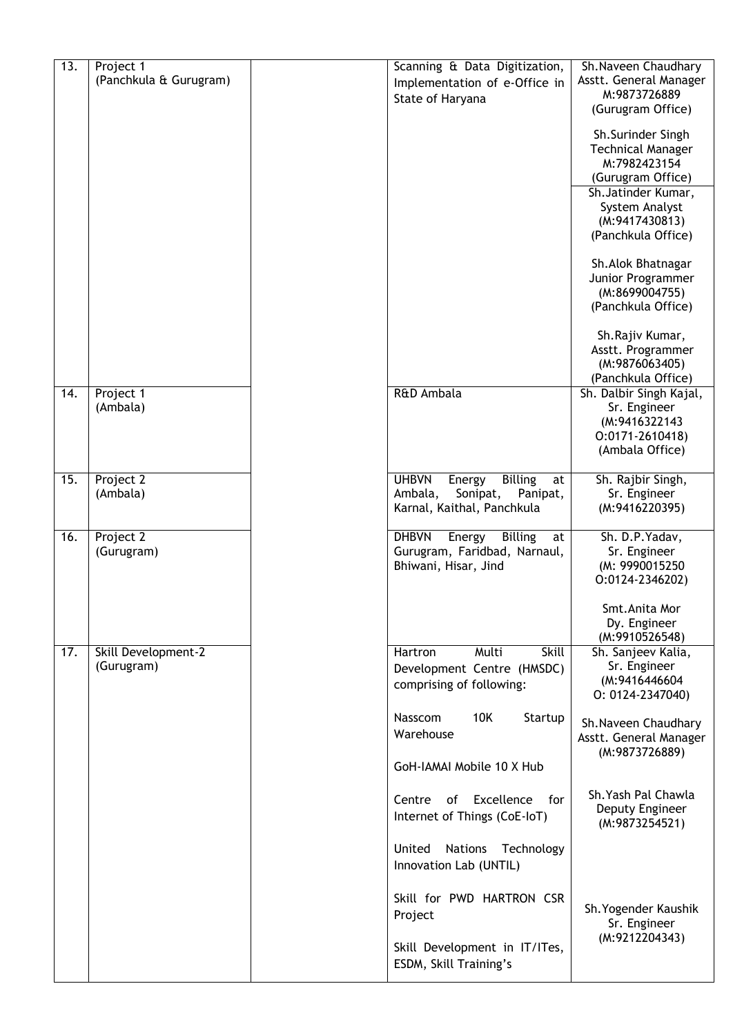| 13. | Project 1<br>(Panchkula & Gurugram) | | Scanning & Data Digitization, Implementation of e-Office in State of Haryana | Sh.Naveen Chaudhary<br>Asstt. General Manager<br>M:9873726889<br>(Gurugram Office)<br><br>Sh.Surinder Singh<br>Technical Manager<br>M:7982423154<br>(Gurugram Office)<br><br>Sh.Jatinder Kumar,<br>System Analyst<br>(M:9417430813)<br>(Panchkula Office)<br><br>Sh.Alok Bhatnagar<br>Junior Programmer<br>(M:8699004755)<br>(Panchkula Office)<br><br>Sh.Rajiv Kumar,<br>Asstt. Programmer<br>(M:9876063405)<br>(Panchkula Office) |
|---|---|---|---|---|
| 14. | Project 1<br>(Ambala) | | R&D Ambala | Sh. Dalbir Singh Kajal,<br>Sr. Engineer<br>(M:9416322143<br>O:0171-2610418)<br>(Ambala Office) |
| 15. | Project 2<br>(Ambala) | | UHBVN Energy Billing at Ambala, Sonipat, Panipat, Karnal, Kaithal, Panchkula | Sh. Rajbir Singh,<br>Sr. Engineer<br>(M:9416220395) |
| 16. | Project 2<br>(Gurugram) | | DHBVN Energy Billing at Gurugram, Faridbad, Narnaul, Bhiwani, Hisar, Jind | Sh. D.P.Yadav,<br>Sr. Engineer<br>(M: 9990015250<br>O:0124-2346202)<br><br>Smt.Anita Mor<br>Dy. Engineer<br>(M:9910526548) |
| 17. | Skill Development-2<br>(Gurugram) | | Hartron Multi Skill Development Centre (HMSDC) comprising of following:<br><br>Nasscom 10K Startup Warehouse<br><br>GoH-IAMAI Mobile 10 X Hub<br><br>Centre of Excellence for Internet of Things (CoE-IoT)<br><br>United Nations Technology Innovation Lab (UNTIL)<br><br>Skill for PWD HARTRON CSR Project<br><br>Skill Development in IT/ITes, ESDM, Skill Training's | Sh. Sanjeev Kalia,<br>Sr. Engineer<br>(M:9416446604<br>O: 0124-2347040)<br><br>Sh.Naveen Chaudhary<br>Asstt. General Manager<br>(M:9873726889)<br><br>Sh.Yash Pal Chawla<br>Deputy Engineer<br>(M:9873254521)<br><br>Sh.Yogender Kaushik<br>Sr. Engineer<br>(M:9212204343) |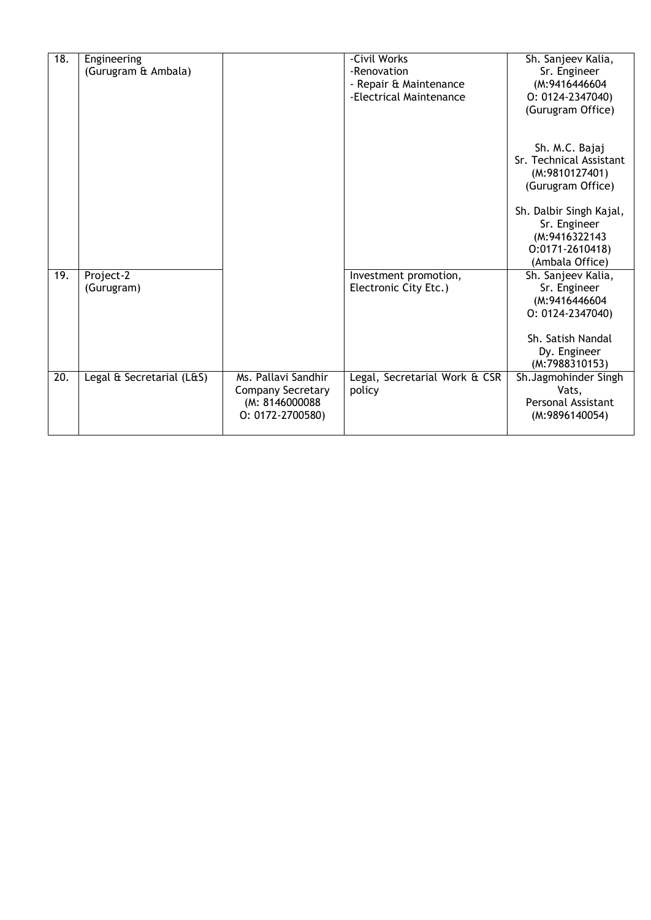| | | | | |
|---|---|---|---|---|
| 18. | Engineering (Gurugram & Ambala) | | -Civil Works<br>-Renovation<br>- Repair & Maintenance<br>-Electrical Maintenance | Sh. Sanjeev Kalia, Sr. Engineer (M:9416446604 O: 0124-2347040) (Gurugram Office)<br><br>Sh. M.C. Bajaj Sr. Technical Assistant (M:9810127401) (Gurugram Office)<br><br>Sh. Dalbir Singh Kajal, Sr. Engineer (M:9416322143 O:0171-2610418) (Ambala Office) |
| 19. | Project-2 (Gurugram) | | Investment promotion, Electronic City Etc.) | Sh. Sanjeev Kalia, Sr. Engineer (M:9416446604 O: 0124-2347040)<br><br>Sh. Satish Nandal Dy. Engineer (M:7988310153) |
| 20. | Legal & Secretarial (L&S) | Ms. Pallavi Sandhir Company Secretary (M: 8146000088 O: 0172-2700580) | Legal, Secretarial Work & CSR policy | Sh.Jagmohinder Singh Vats, Personal Assistant (M:9896140054) |